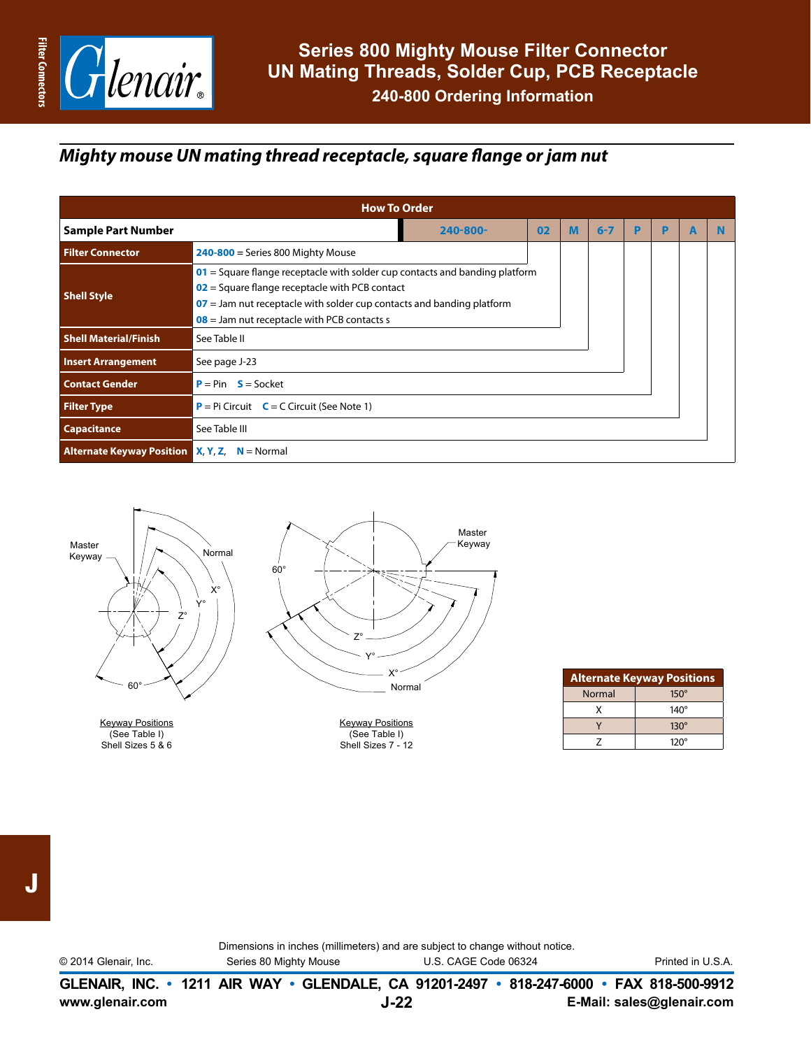# Series 800 Mighty Mouse Filter Connector
## UN Mating Threads, Solder Cup, PCB Receptacle
### 240-800 Ordering Information

## *Mighty mouse UN mating thread receptacle, square flange or jam nut*

| How To Order | | | | | | | | | |
|---|---|---|---|---|---|---|---|---|---|
| **Sample Part Number** | 240-800- | 02 | M | 6-7 | P | P | A | N |
| **Filter Connector** | 240-800 = Series 800 Mighty Mouse | | | | | | | |
| **Shell Style** | 01 = Square flange receptacle with solder cup contacts and banding platform<br>02 = Square flange receptacle with PCB contact<br>07 = Jam nut receptacle with solder cup contacts and banding platform<br>08 = Jam nut receptacle with PCB contacts s | | | | | | | |
| **Shell Material/Finish** | See Table II | | | | | | | |
| **Insert Arrangement** | See page J-23 | | | | | | | |
| **Contact Gender** | P = Pin S = Socket | | | | | | | |
| **Filter Type** | P = Pi Circuit C = C Circuit (See Note 1) | | | | | | | |
| **Capacitance** | See Table III | | | | | | | |
| **Alternate Keyway Position** | X, Y, Z, N = Normal | | | | | | | |

Master Keyway, Normal, X°, Y°, Z°, 60°

Keyway Positions
(See Table I)
Shell Sizes 5 & 6

Master Keyway, 60°, Z°, Y°, X°, Normal

Keyway Positions
(See Table I)
Shell Sizes 7 - 12

| Alternate Keyway Positions | |
|---|---|
| Normal | 150° |
| X | 140° |
| Y | 130° |
| Z | 120° |

Dimensions in inches (millimeters) and are subject to change without notice.

© 2014 Glenair, Inc. Series 80 Mighty Mouse U.S. CAGE Code 06324 Printed in U.S.A.

**GLENAIR, INC. • 1211 AIR WAY • GLENDALE, CA 91201-2497 • 818-247-6000 • FAX 818-500-9912**

**www.glenair.com** **E-Mail: sales@glenair.com**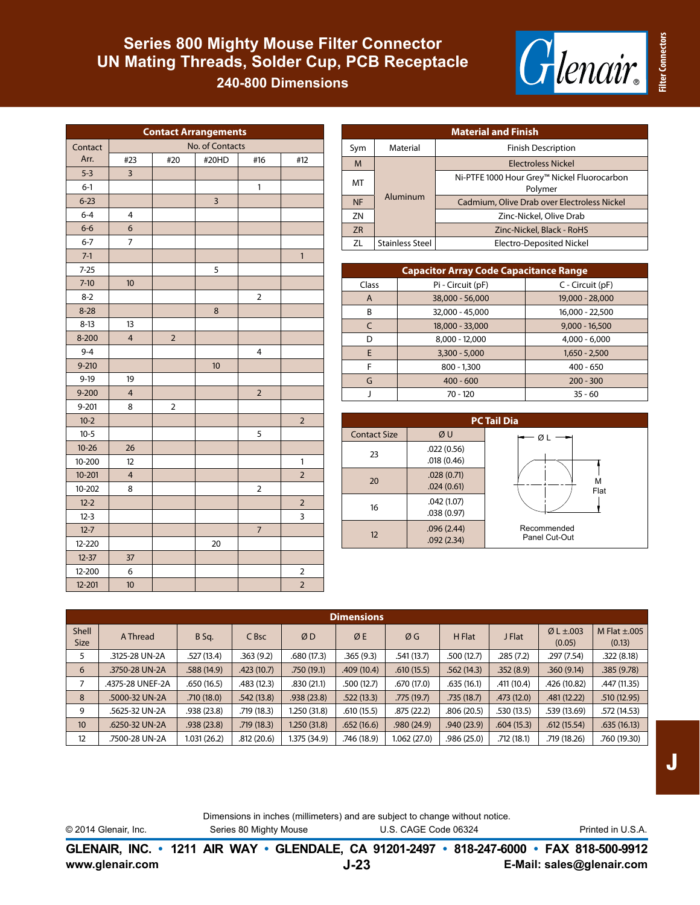# Series 800 Mighty Mouse Filter Connector
# UN Mating Threads, Solder Cup, PCB Receptacle
## 240-800 Dimensions

### Contact Arrangements

| Contact Arr. | No. of Contacts #23 | #20 | #20HD | #16 | #12 |
|---|---|---|---|---|---|
| 5-3 | 3 | | | | |
| 6-1 | | | | 1 | |
| 6-23 | | | 3 | | |
| 6-4 | 4 | | | | |
| 6-6 | 6 | | | | |
| 6-7 | 7 | | | | |
| 7-1 | | | | | 1 |
| 7-25 | | | 5 | | |
| 7-10 | 10 | | | | |
| 8-2 | | | | 2 | |
| 8-28 | | | 8 | | |
| 8-13 | 13 | | | | |
| 8-200 | 4 | 2 | | | |
| 9-4 | | | | 4 | |
| 9-210 | | | 10 | | |
| 9-19 | 19 | | | | |
| 9-200 | 4 | | | 2 | |
| 9-201 | 8 | 2 | | | |
| 10-2 | | | | | 2 |
| 10-5 | | | | 5 | |
| 10-26 | 26 | | | | |
| 10-200 | 12 | | | | 1 |
| 10-201 | 4 | | | | 2 |
| 10-202 | 8 | | | 2 | |
| 12-2 | | | | | 2 |
| 12-3 | | | | | 3 |
| 12-7 | | | | 7 | |
| 12-220 | | | 20 | | |
| 12-37 | 37 | | | | |
| 12-200 | 6 | | | | 2 |
| 12-201 | 10 | | | | 2 |

### Material and Finish

| Sym | Material | Finish Description |
|---|---|---|
| M | Aluminum | Electroless Nickel |
| MT | Aluminum | Ni-PTFE 1000 Hour Grey™ Nickel Fluorocarbon Polymer |
| NF | Aluminum | Cadmium, Olive Drab over Electroless Nickel |
| ZN | Aluminum | Zinc-Nickel, Olive Drab |
| ZR | Aluminum | Zinc-Nickel, Black - RoHS |
| ZL | Stainless Steel | Electro-Deposited Nickel |

### Capacitor Array Code Capacitance Range

| Class | Pi - Circuit (pF) | C - Circuit (pF) |
|---|---|---|
| A | 38,000 - 56,000 | 19,000 - 28,000 |
| B | 32,000 - 45,000 | 16,000 - 22,500 |
| C | 18,000 - 33,000 | 9,000 - 16,500 |
| D | 8,000 - 12,000 | 4,000 - 6,000 |
| E | 3,300 - 5,000 | 1,650 - 2,500 |
| F | 800 - 1,300 | 400 - 650 |
| G | 400 - 600 | 200 - 300 |
| J | 70 - 120 | 35 - 60 |

### PC Tail Dia

| Contact Size | Ø U |
|---|---|
| 23 | .022 (0.56) .018 (0.46) |
| 20 | .028 (0.71) .024 (0.61) |
| 16 | .042 (1.07) .038 (0.97) |
| 12 | .096 (2.44) .092 (2.34) |

Ø L — M Flat

Recommended Panel Cut-Out

### Dimensions

| Shell Size | A Thread | B Sq. | C Bsc | Ø D | Ø E | Ø G | H Flat | J Flat | Ø L ±.003 (0.05) | M Flat ±.005 (0.13) |
|---|---|---|---|---|---|---|---|---|---|---|
| 5 | .3125-28 UN-2A | .527 (13.4) | .363 (9.2) | .680 (17.3) | .365 (9.3) | .541 (13.7) | .500 (12.7) | .285 (7.2) | .297 (7.54) | .322 (8.18) |
| 6 | .3750-28 UN-2A | .588 (14.9) | .423 (10.7) | .750 (19.1) | .409 (10.4) | .610 (15.5) | .562 (14.3) | .352 (8.9) | .360 (9.14) | .385 (9.78) |
| 7 | .4375-28 UNEF-2A | .650 (16.5) | .483 (12.3) | .830 (21.1) | .500 (12.7) | .670 (17.0) | .635 (16.1) | .411 (10.4) | .426 (10.82) | .447 (11.35) |
| 8 | .5000-32 UN-2A | .710 (18.0) | .542 (13.8) | .938 (23.8) | .522 (13.3) | .775 (19.7) | .735 (18.7) | .473 (12.0) | .481 (12.22) | .510 (12.95) |
| 9 | .5625-32 UN-2A | .938 (23.8) | .719 (18.3) | 1.250 (31.8) | .610 (15.5) | .875 (22.2) | .806 (20.5) | .530 (13.5) | .539 (13.69) | .572 (14.53) |
| 10 | .6250-32 UN-2A | .938 (23.8) | .719 (18.3) | 1.250 (31.8) | .652 (16.6) | .980 (24.9) | .940 (23.9) | .604 (15.3) | .612 (15.54) | .635 (16.13) |
| 12 | .7500-28 UN-2A | 1.031 (26.2) | .812 (20.6) | 1.375 (34.9) | .746 (18.9) | 1.062 (27.0) | .986 (25.0) | .712 (18.1) | .719 (18.26) | .760 (19.30) |

Dimensions in inches (millimeters) and are subject to change without notice.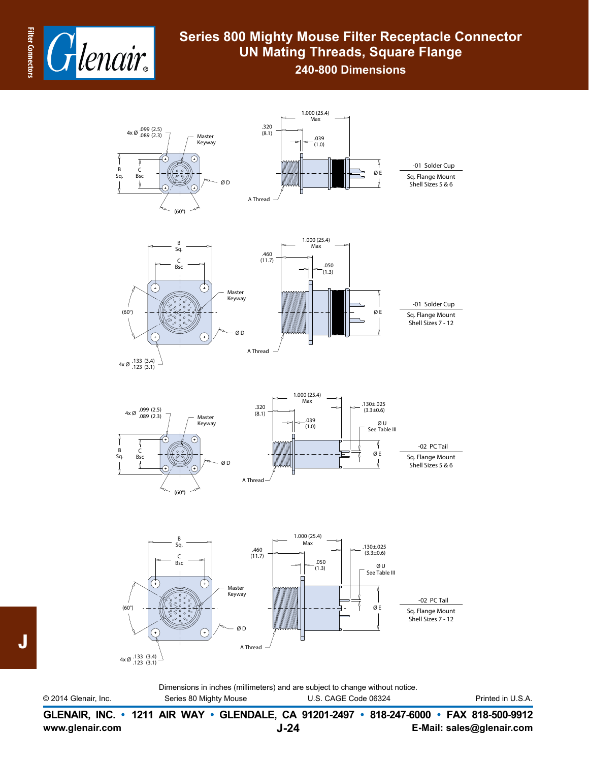# Series 800 Mighty Mouse Filter Receptacle Connector

## UN Mating Threads, Square Flange

### 240-800 Dimensions

4x Ø .099 (2.5) .089 (2.3)

Master Keyway

B Sq.

C Bsc

Ø D

(60°)

.320 (8.1)

1.000 (25.4) Max

.039 (1.0)

Ø E

A Thread

-01 Solder Cup
Sq. Flange Mount
Shell Sizes 5 & 6

B Sq.

C Bsc

Master Keyway

(60°)

Ø D

4x Ø .133 (3.4) .123 (3.1)

.460 (11.7)

1.000 (25.4) Max

.050 (1.3)

Ø E

A Thread

-01 Solder Cup
Sq. Flange Mount
Shell Sizes 7 - 12

4x Ø .099 (2.5) .089 (2.3)

Master Keyway

B Sq.

C Bsc

Ø D

(60°)

.320 (8.1)

1.000 (25.4) Max

.039 (1.0)

.130±.025 (3.3±0.6)

Ø U See Table III

Ø E

A Thread

-02 PC Tail
Sq. Flange Mount
Shell Sizes 5 & 6

B Sq.

C Bsc

Master Keyway

(60°)

Ø D

4x Ø .133 (3.4) .123 (3.1)

.460 (11.7)

1.000 (25.4) Max

.050 (1.3)

.130±.025 (3.3±0.6)

Ø U See Table III

Ø E

A Thread

-02 PC Tail
Sq. Flange Mount
Shell Sizes 7 - 12

Dimensions in inches (millimeters) and are subject to change without notice.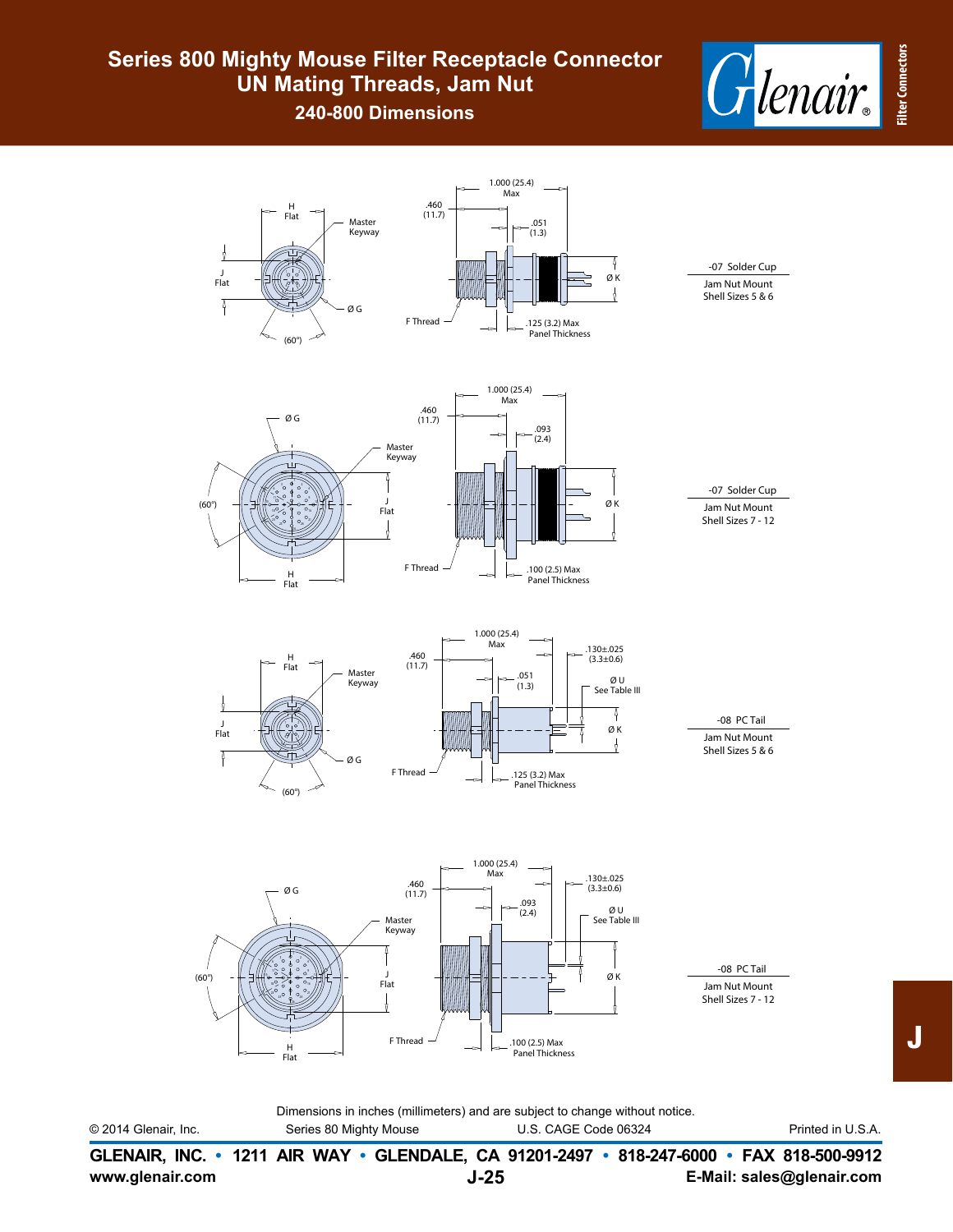# Series 800 Mighty Mouse Filter Receptacle Connector
## UN Mating Threads, Jam Nut
### 240-800 Dimensions

H Flat
Master Keyway
J Flat
Ø G
(60°)
.460 (11.7)
1.000 (25.4) Max
.051 (1.3)
Ø K
F Thread
.125 (3.2) Max Panel Thickness

-07 Solder Cup
Jam Nut Mount
Shell Sizes 5 & 6

Ø G
Master Keyway
(60°)
J Flat
H Flat
.460 (11.7)
1.000 (25.4) Max
.093 (2.4)
Ø K
F Thread
.100 (2.5) Max Panel Thickness

-07 Solder Cup
Jam Nut Mount
Shell Sizes 7 - 12

H Flat
Master Keyway
J Flat
Ø G
(60°)
.460 (11.7)
1.000 (25.4) Max
.130±.025 (3.3±0.6)
.051 (1.3)
Ø U See Table III
Ø K
F Thread
.125 (3.2) Max Panel Thickness

-08 PC Tail
Jam Nut Mount
Shell Sizes 5 & 6

Ø G
Master Keyway
(60°)
J Flat
H Flat
.460 (11.7)
1.000 (25.4) Max
.130±.025 (3.3±0.6)
.093 (2.4)
Ø U See Table III
Ø K
F Thread
.100 (2.5) Max Panel Thickness

-08 PC Tail
Jam Nut Mount
Shell Sizes 7 - 12

Dimensions in inches (millimeters) and are subject to change without notice.